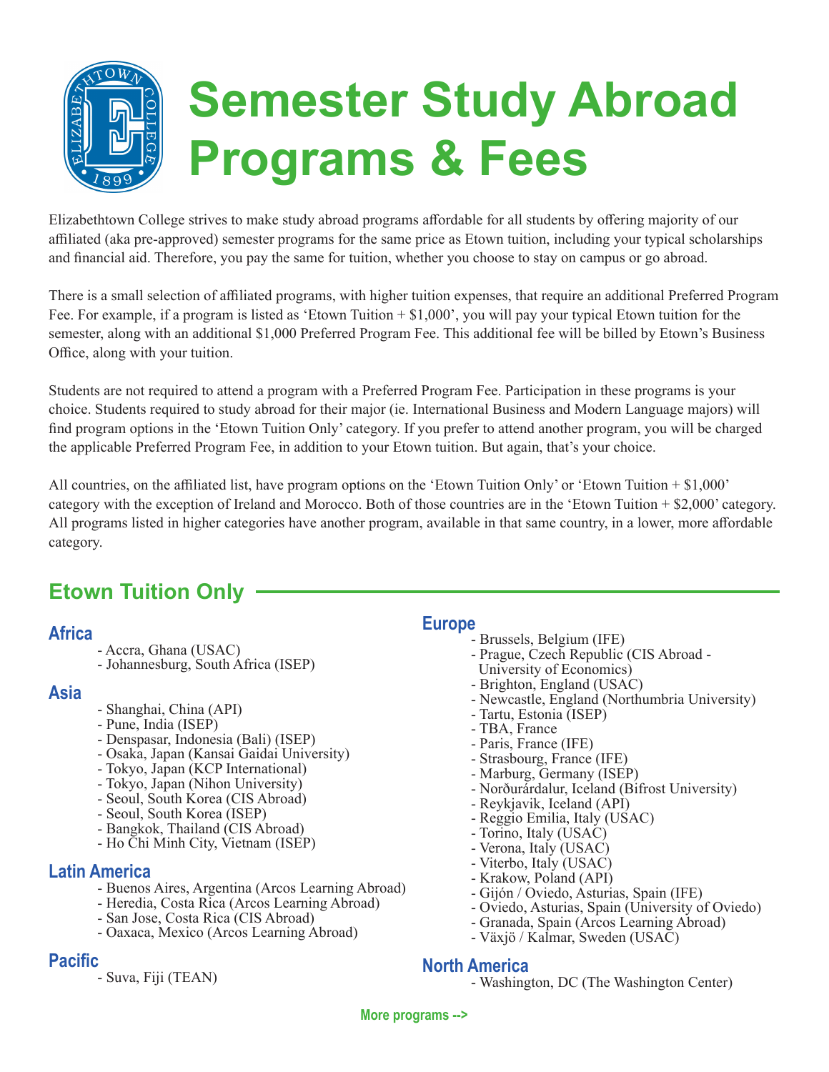# Semester Study Abroad Programs & Fees

Elizabethtown College strives to make study abroad programs affordable for all students by offering majority of our affiliated (aka pre-approved) semester programs for the same price as Etown tuition, including your typical scholarships and financial aid. Therefore, you pay the same for tuition, whether you choose to stay on campus or go abroad.

There is a small selection of affiliated programs, with higher tuition expenses, that require an additional Preferred Program Fee. For example, if a program is listed as 'Etown Tuition + $1,000', you will pay your typical Etown tuition for the semester, along with an additional $1,000 Preferred Program Fee. This additional fee will be billed by Etown's Business Office, along with your tuition.

Students are not required to attend a program with a Preferred Program Fee. Participation in these programs is your choice. Students required to study abroad for their major (ie. International Business and Modern Language majors) will find program options in the 'Etown Tuition Only' category. If you prefer to attend another program, you will be charged the applicable Preferred Program Fee, in addition to your Etown tuition. But again, that's your choice.

All countries, on the affiliated list, have program options on the 'Etown Tuition Only' or 'Etown Tuition + $1,000' category with the exception of Ireland and Morocco. Both of those countries are in the 'Etown Tuition + $2,000' category. All programs listed in higher categories have another program, available in that same country, in a lower, more affordable category.

## Etown Tuition Only

### Africa

- Accra, Ghana (USAC)
- Johannesburg, South Africa (ISEP)

### Asia

- Shanghai, China (API)
- Pune, India (ISEP)
- Denspasar, Indonesia (Bali) (ISEP)
- Osaka, Japan (Kansai Gaidai University)
- Tokyo, Japan (KCP International)
- Tokyo, Japan (Nihon University)
- Seoul, South Korea (CIS Abroad)
- Seoul, South Korea (ISEP)
- Bangkok, Thailand (CIS Abroad)
- Ho Chi Minh City, Vietnam (ISEP)

### Latin America

- Buenos Aires, Argentina (Arcos Learning Abroad)
- Heredia, Costa Rica (Arcos Learning Abroad)
- San Jose, Costa Rica (CIS Abroad)
- Oaxaca, Mexico (Arcos Learning Abroad)

### Pacific

- Suva, Fiji (TEAN)

### Europe

- Brussels, Belgium (IFE)
- Prague, Czech Republic (CIS Abroad - University of Economics)
- Brighton, England (USAC)
- Newcastle, England (Northumbria University)
- Tartu, Estonia (ISEP)
- TBA, France
- Paris, France (IFE)
- Strasbourg, France (IFE)
- Marburg, Germany (ISEP)
- Norðurárdalur, Iceland (Bifrost University)
- Reykjavik, Iceland (API)
- Reggio Emilia, Italy (USAC)
- Torino, Italy (USAC)
- Verona, Italy (USAC)
- Viterbo, Italy (USAC)
- Krakow, Poland (API)
- Gijón / Oviedo, Asturias, Spain (IFE)
- Oviedo, Asturias, Spain (University of Oviedo)
- Granada, Spain (Arcos Learning Abroad)
- Växjö / Kalmar, Sweden (USAC)

### North America

- Washington, DC (The Washington Center)

**More programs -->**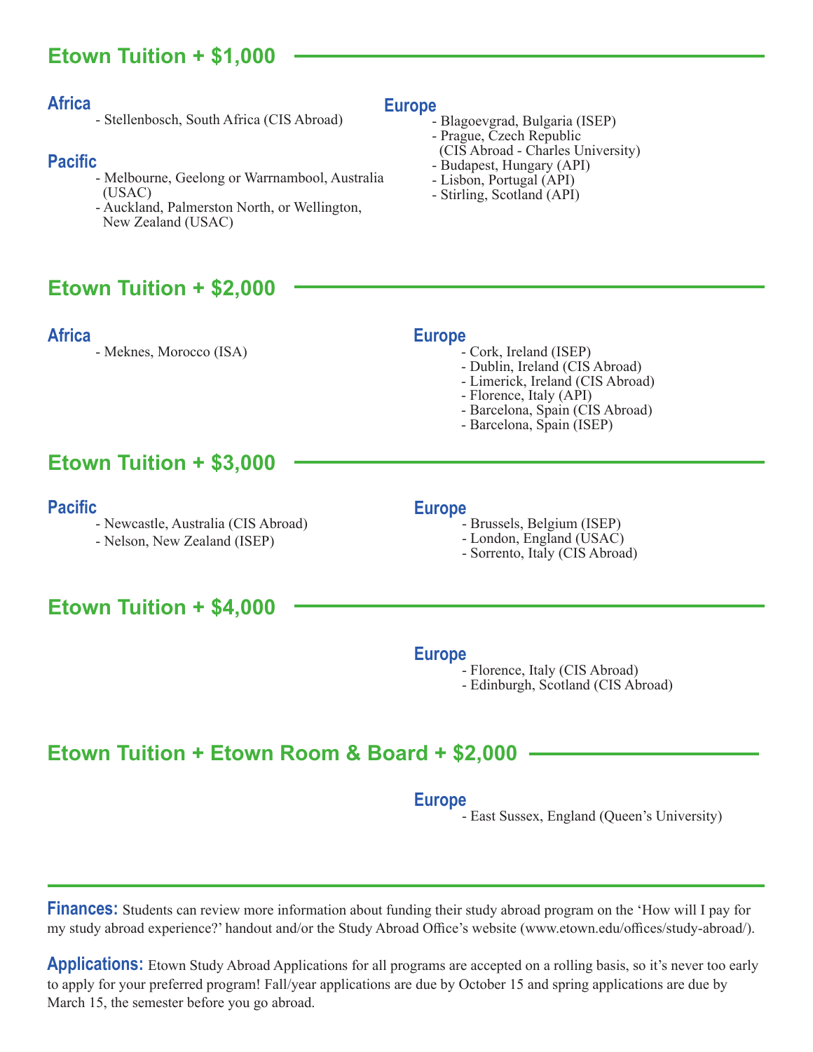## Etown Tuition + $1,000

### Africa
- Stellenbosch, South Africa (CIS Abroad)

### Pacific
- Melbourne, Geelong or Warrnambool, Australia (USAC)
- Auckland, Palmerston North, or Wellington, New Zealand (USAC)

### Europe
- Blagoevgrad, Bulgaria (ISEP)
- Prague, Czech Republic (CIS Abroad - Charles University)
- Budapest, Hungary (API)
- Lisbon, Portugal (API)
- Stirling, Scotland (API)

## Etown Tuition + $2,000

### Africa
- Meknes, Morocco (ISA)

### Europe
- Cork, Ireland (ISEP)
- Dublin, Ireland (CIS Abroad)
- Limerick, Ireland (CIS Abroad)
- Florence, Italy (API)
- Barcelona, Spain (CIS Abroad)
- Barcelona, Spain (ISEP)

## Etown Tuition + $3,000

### Pacific
- Newcastle, Australia (CIS Abroad)
- Nelson, New Zealand (ISEP)

### Europe
- Brussels, Belgium (ISEP)
- London, England (USAC)
- Sorrento, Italy (CIS Abroad)

## Etown Tuition + $4,000

### Europe
- Florence, Italy (CIS Abroad)
- Edinburgh, Scotland (CIS Abroad)

## Etown Tuition + Etown Room & Board + $2,000

### Europe
- East Sussex, England (Queen's University)

**Finances:** Students can review more information about funding their study abroad program on the 'How will I pay for my study abroad experience?' handout and/or the Study Abroad Office's website (www.etown.edu/offices/study-abroad/).

**Applications:** Etown Study Abroad Applications for all programs are accepted on a rolling basis, so it's never too early to apply for your preferred program! Fall/year applications are due by October 15 and spring applications are due by March 15, the semester before you go abroad.